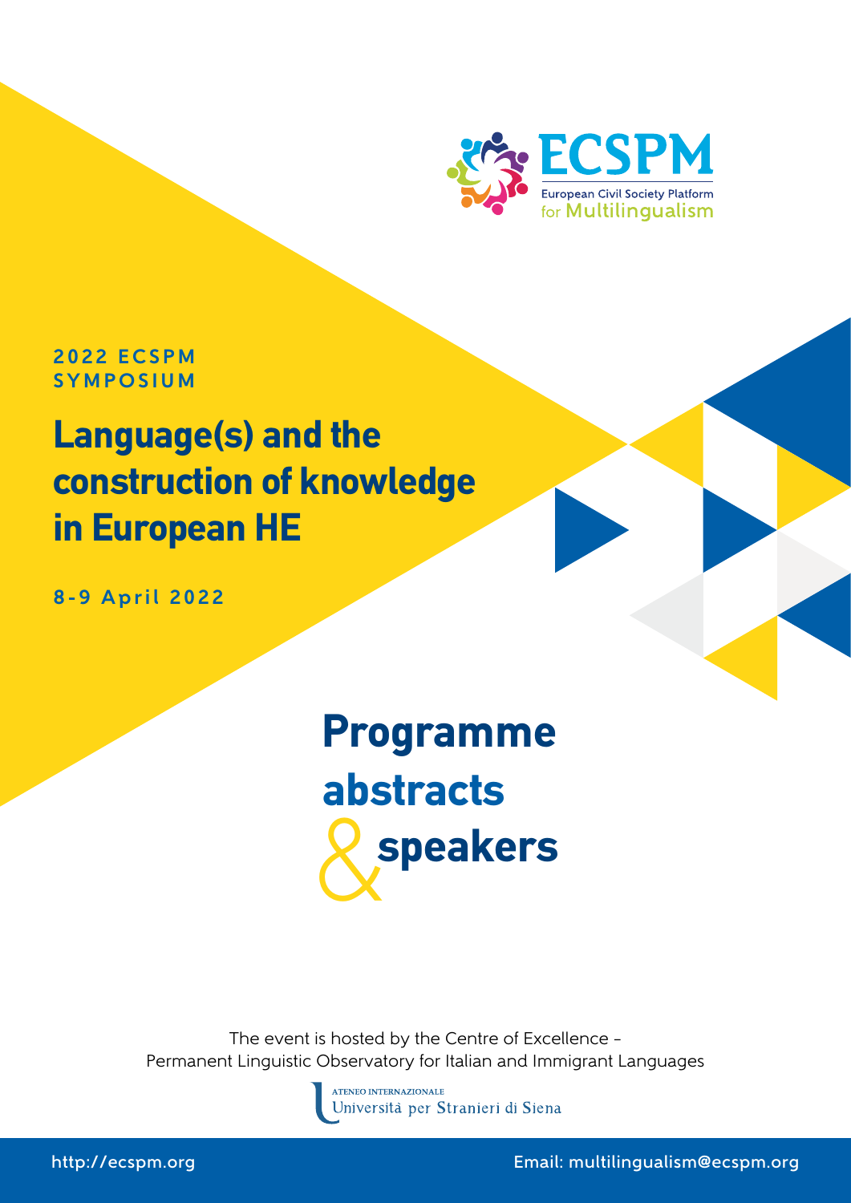ECSPM

European Civil Society Platform for Multilingualism

2022 ECSPM SYMPOSIUM

# Language(s) and the construction of knowledge in European HE

8-9 April 2022

## Programme abstracts & speakers

The event is hosted by the Centre of Excellence – Permanent Linguistic Observatory for Italian and Immigrant Languages

ATENEO INTERNAZIONALE
Università per Stranieri di Siena

http://ecspm.org

Email: multilingualism@ecspm.org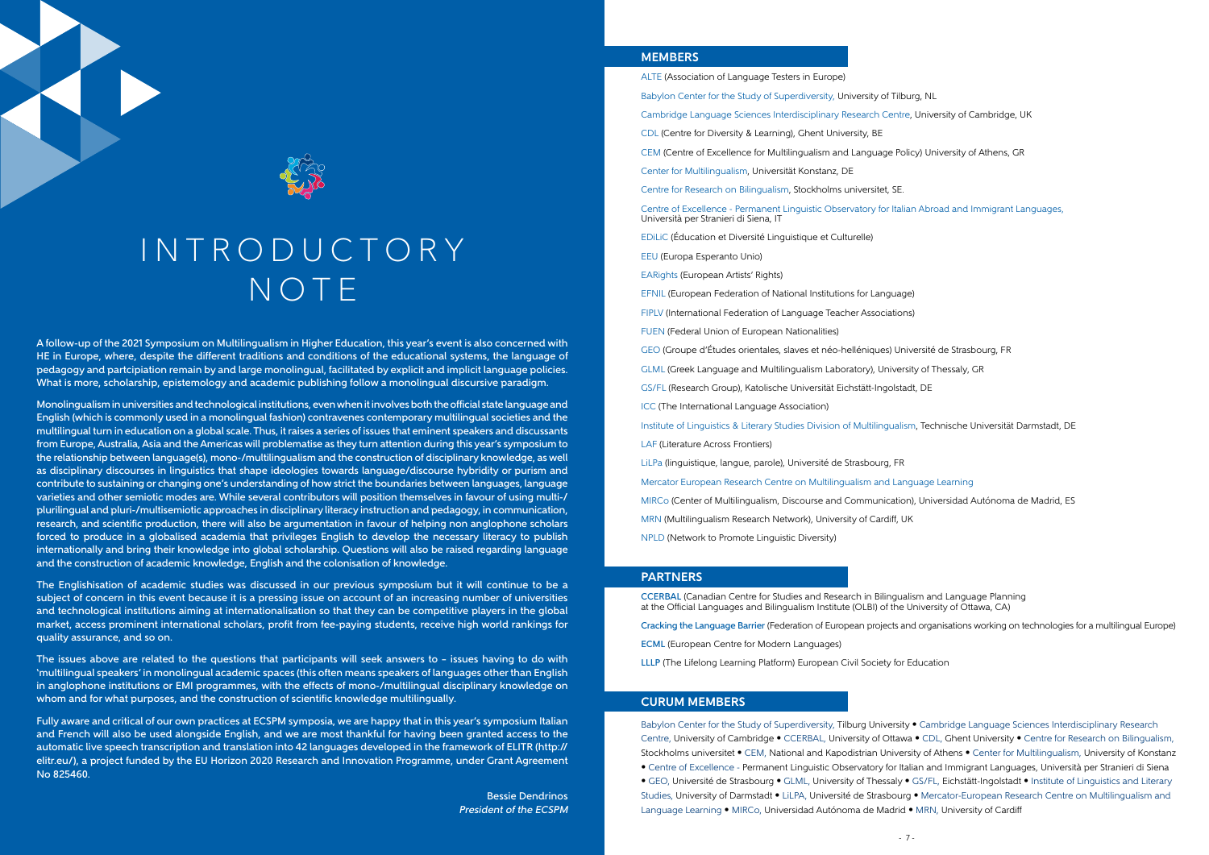# INTRODUCTORY NOTE

A follow-up of the 2021 Symposium on Multilingualism in Higher Education, this year's event is also concerned with HE in Europe, where, despite the different traditions and conditions of the educational systems, the language of pedagogy and partcipiation remain by and large monolingual, facilitated by explicit and implicit language policies. What is more, scholarship, epistemology and academic publishing follow a monolingual discursive paradigm.

Monolingualism in universities and technological institutions, even when it involves both the official state language and English (which is commonly used in a monolingual fashion) contravenes contemporary multilingual societies and the multilingual turn in education on a global scale. Thus, it raises a series of issues that eminent speakers and discussants from Europe, Australia, Asia and the Americas will problematise as they turn attention during this year's symposium to the relationship between language(s), mono-/multilingualism and the construction of disciplinary knowledge, as well as disciplinary discourses in linguistics that shape ideologies towards language/discourse hybridity or purism and contribute to sustaining or changing one's understanding of how strict the boundaries between languages, language varieties and other semiotic modes are. While several contributors will position themselves in favour of using multi-/plurilingual and pluri-/multisemiotic approaches in disciplinary literacy instruction and pedagogy, in communication, research, and scientific production, there will also be argumentation in favour of helping non anglophone scholars forced to produce in a globalised academia that privileges English to develop the necessary literacy to publish internationally and bring their knowledge into global scholarship. Questions will also be raised regarding language and the construction of academic knowledge, English and the colonisation of knowledge.

The Englishisation of academic studies was discussed in our previous symposium but it will continue to be a subject of concern in this event because it is a pressing issue on account of an increasing number of universities and technological institutions aiming at internationalisation so that they can be competitive players in the global market, access prominent international scholars, profit from fee-paying students, receive high world rankings for quality assurance, and so on.

The issues above are related to the questions that participants will seek answers to – issues having to do with 'multilingual speakers' in monolingual academic spaces (this often means speakers of languages other than English in anglophone institutions or EMI programmes, with the effects of mono-/multilingual disciplinary knowledge on whom and for what purposes, and the construction of scientific knowledge multilingually.

Fully aware and critical of our own practices at ECSPM symposia, we are happy that in this year's symposium Italian and French will also be used alongside English, and we are most thankful for having been granted access to the automatic live speech transcription and translation into 42 languages developed in the framework of ELITR (http://elitr.eu/), a project funded by the EU Horizon 2020 Research and Innovation Programme, under Grant Agreement No 825460.

Bessie Dendrinos
*President of the ECSPM*

## MEMBERS

ALTE (Association of Language Testers in Europe)

Babylon Center for the Study of Superdiversity, University of Tilburg, NL

Cambridge Language Sciences Interdisciplinary Research Centre, University of Cambridge, UK

CDL (Centre for Diversity & Learning), Ghent University, BE

CEM (Centre of Excellence for Multilingualism and Language Policy) University of Athens, GR

Center for Multilingualism, Universität Konstanz, DE

Centre for Research on Bilingualism, Stockholms universitet, SE.

Centre of Excellence - Permanent Linguistic Observatory for Italian Abroad and Immigrant Languages, Università per Stranieri di Siena, IT

EDiLiC (Éducation et Diversité Linguistique et Culturelle)

EEU (Europa Esperanto Unio)

EARights (European Artists' Rights)

EFNIL (European Federation of National Institutions for Language)

FIPLV (International Federation of Language Teacher Associations)

FUEN (Federal Union of European Nationalities)

GEO (Groupe d'Études orientales, slaves et néo-helléniques) Université de Strasbourg, FR

GLML (Greek Language and Multilingualism Laboratory), University of Thessaly, GR

GS/FL (Research Group), Katolische Universität Eichstätt-Ingolstadt, DE

ICC (The International Language Association)

Institute of Linguistics & Literary Studies Division of Multilingualism, Technische Universität Darmstadt, DE

LAF (Literature Across Frontiers)

LiLPa (linguistique, langue, parole), Université de Strasbourg, FR

Mercator European Research Centre on Multilingualism and Language Learning

MIRCo (Center of Multilingualism, Discourse and Communication), Universidad Autónoma de Madrid, ES

MRN (Multilingualism Research Network), University of Cardiff, UK

NPLD (Network to Promote Linguistic Diversity)

## PARTNERS

**CCERBAL** (Canadian Centre for Studies and Research in Bilingualism and Language Planning at the Official Languages and Bilingualism Institute (OLBI) of the University of Ottawa, CA)

**Cracking the Language Barrier** (Federation of European projects and organisations working on technologies for a multilingual Europe)

**ECML** (European Centre for Modern Languages)

**LLLP** (The Lifelong Learning Platform) European Civil Society for Education

## CURUM MEMBERS

Babylon Center for the Study of Superdiversity, Tilburg University • Cambridge Language Sciences Interdisciplinary Research Centre, University of Cambridge • CCERBAL, University of Ottawa • CDL, Ghent University • Centre for Research on Bilingualism, Stockholms universitet • CEM, National and Kapodistrian University of Athens • Center for Multilingualism, University of Konstanz • Centre of Excellence - Permanent Linguistic Observatory for Italian and Immigrant Languages, Università per Stranieri di Siena • GEO, Université de Strasbourg • GLML, University of Thessaly • GS/FL, Eichstätt-Ingolstadt • Institute of Linguistics and Literary Studies, University of Darmstadt • LiLPA, Université de Strasbourg • Mercator-European Research Centre on Multilingualism and Language Learning • MIRCo, Universidad Autónoma de Madrid • MRN, University of Cardiff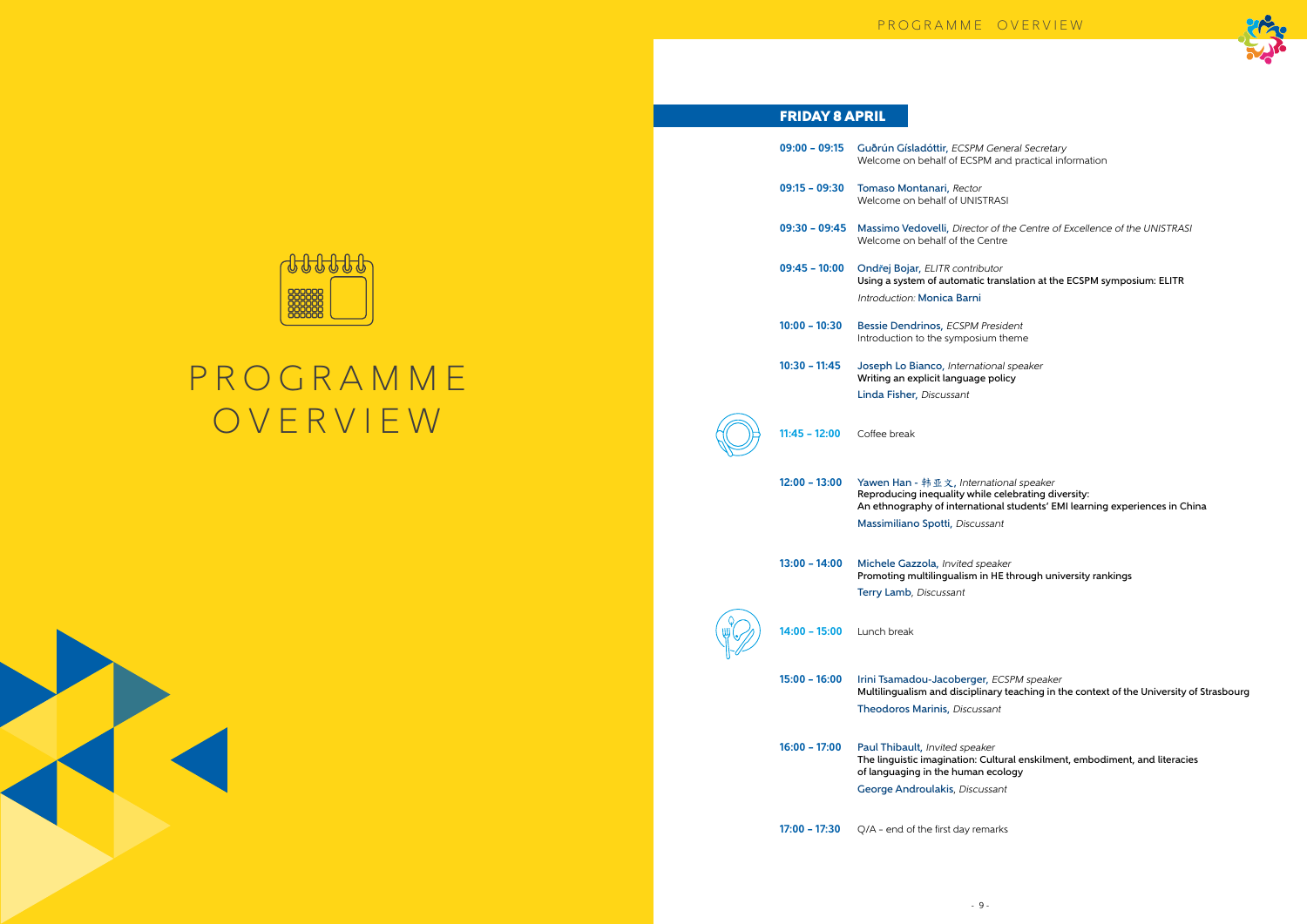# PROGRAMME OVERVIEW

## FRIDAY 8 APRIL

**09:00 – 09:15** Guðrún Gísladóttir, *ECSPM General Secretary*
Welcome on behalf of ECSPM and practical information

**09:15 – 09:30** Tomaso Montanari, *Rector*
Welcome on behalf of UNISTRASI

**09:30 – 09:45** Massimo Vedovelli, *Director of the Centre of Excellence of the UNISTRASI*
Welcome on behalf of the Centre

**09:45 – 10:00** Ondřej Bojar, *ELITR contributor*
Using a system of automatic translation at the ECSPM symposium: ELITR
*Introduction:* Monica Barni

**10:00 – 10:30** Bessie Dendrinos, *ECSPM President*
Introduction to the symposium theme

**10:30 – 11:45** Joseph Lo Bianco, *International speaker*
Writing an explicit language policy
Linda Fisher, *Discussant*

**11:45 – 12:00** Coffee break

**12:00 – 13:00** Yawen Han - 韩亚文, *International speaker*
Reproducing inequality while celebrating diversity:
An ethnography of international students' EMI learning experiences in China
Massimiliano Spotti, *Discussant*

**13:00 – 14:00** Michele Gazzola, *Invited speaker*
Promoting multilingualism in HE through university rankings
Terry Lamb, *Discussant*

**14:00 – 15:00** Lunch break

**15:00 – 16:00** Irini Tsamadou-Jacoberger, *ECSPM speaker*
Multilingualism and disciplinary teaching in the context of the University of Strasbourg
Theodoros Marinis, *Discussant*

**16:00 – 17:00** Paul Thibault, *Invited speaker*
The linguistic imagination: Cultural enskilment, embodiment, and literacies of languaging in the human ecology
George Androulakis, *Discussant*

**17:00 – 17:30** Q/A – end of the first day remarks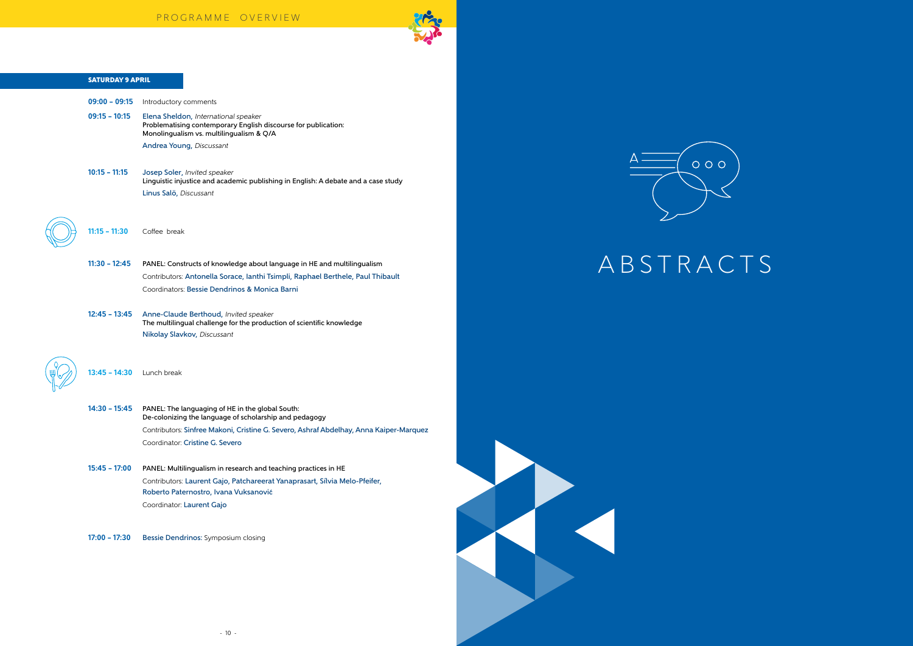# PROGRAMME OVERVIEW

## SATURDAY 9 APRIL

**09:00 – 09:15** Introductory comments

**09:15 – 10:15** Elena Sheldon, *International speaker*
Problematising contemporary English discourse for publication: Monolingualism vs. multilingualism & Q/A
Andrea Young, *Discussant*

**10:15 – 11:15** Josep Soler, *Invited speaker*
Linguistic injustice and academic publishing in English: A debate and a case study
Linus Salö, *Discussant*

**11:15 – 11:30** Coffee break

**11:30 – 12:45** PANEL: Constructs of knowledge about language in HE and multilingualism
Contributors: Antonella Sorace, Ianthi Tsimpli, Raphael Berthele, Paul Thibault
Coordinators: Bessie Dendrinos & Monica Barni

**12:45 – 13:45** Anne-Claude Berthoud, *Invited speaker*
The multilingual challenge for the production of scientific knowledge
Nikolay Slavkov, *Discussant*

**13:45 – 14:30** Lunch break

**14:30 – 15:45** PANEL: The languaging of HE in the global South: De-colonizing the language of scholarship and pedagogy
Contributors: Sinfree Makoni, Cristine G. Severo, Ashraf Abdelhay, Anna Kaiper-Marquez
Coordinator: Cristine G. Severo

**15:45 – 17:00** PANEL: Multilingualism in research and teaching practices in HE
Contributors: Laurent Gajo, Patchareerat Yanaprasart, Sílvia Melo-Pfeifer, Roberto Paternostro, Ivana Vuksanović
Coordinator: Laurent Gajo

**17:00 – 17:30** Bessie Dendrinos: Symposium closing

# ABSTRACTS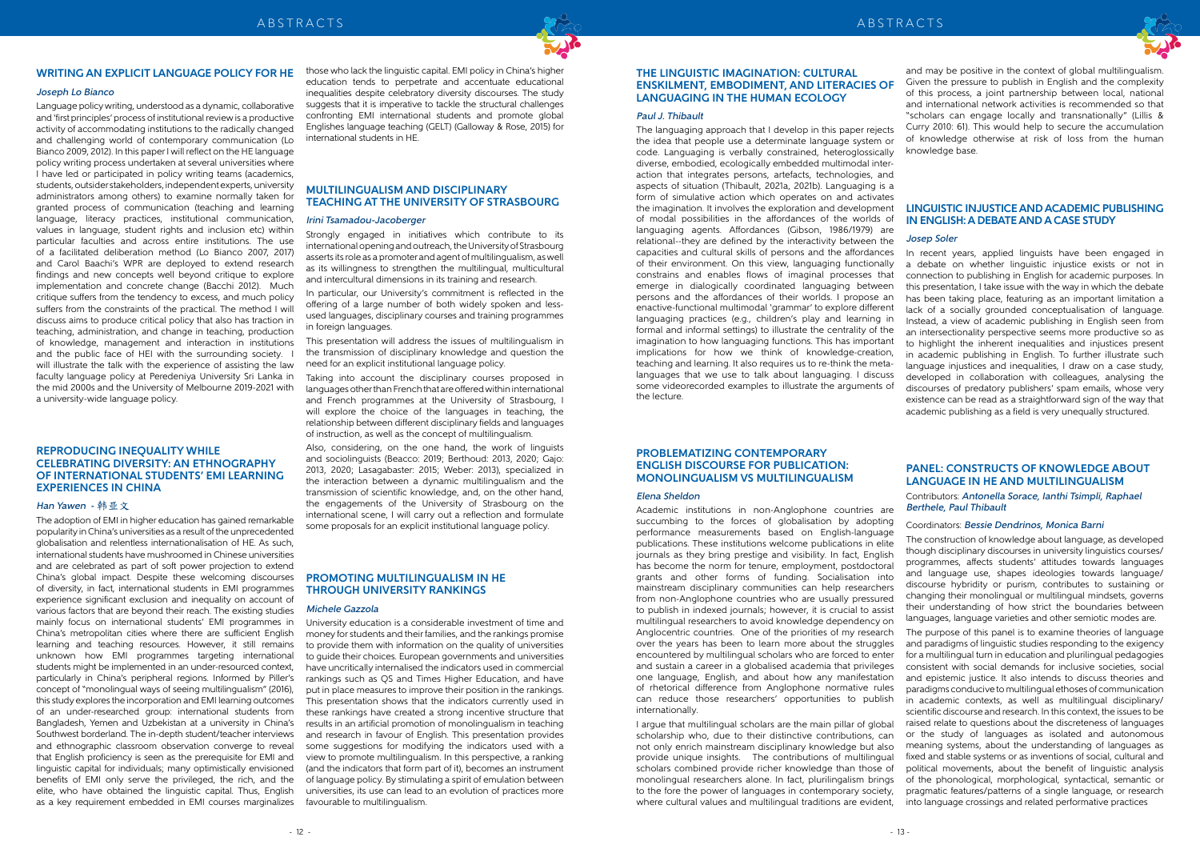## WRITING AN EXPLICIT LANGUAGE POLICY FOR HE

*Joseph Lo Bianco*

Language policy writing, understood as a dynamic, collaborative and 'first principles' process of institutional review is a productive activity of accommodating institutions to the radically changed and challenging world of contemporary communication (Lo Bianco 2009, 2012). In this paper I will reflect on the HE language policy writing process undertaken at several universities where I have led or participated in policy writing teams (academics, students, outsider stakeholders, independent experts, university administrators among others) to examine normally taken for granted process of communication (teaching and learning language, literacy practices, institutional communication, values in language, student rights and inclusion etc) within particular faculties and across entire institutions. The use of a facilitated deliberation method (Lo Bianco 2007, 2017) and Carol Baachi's WPR are deployed to extend research findings and new concepts well beyond critique to explore implementation and concrete change (Bacchi 2012). Much critique suffers from the tendency to excess, and much policy suffers from the constraints of the practical. The method I will discuss aims to produce critical policy that also has traction in teaching, administration, and change in teaching, production of knowledge, management and interaction in institutions and the public face of HEI with the surrounding society. I will illustrate the talk with the experience of assisting the law faculty language policy at Peredeniya University Sri Lanka in the mid 2000s and the University of Melbourne 2019-2021 with a university-wide language policy.

## REPRODUCING INEQUALITY WHILE CELEBRATING DIVERSITY: AN ETHNOGRAPHY OF INTERNATIONAL STUDENTS' EMI LEARNING EXPERIENCES IN CHINA

*Han Yawen - 韩亚文*

The adoption of EMI in higher education has gained remarkable popularity in China's universities as a result of the unprecedented globalisation and relentless internationalisation of HE. As such, international students have mushroomed in Chinese universities and are celebrated as part of soft power projection to extend China's global impact. Despite these welcoming discourses of diversity, in fact, international students in EMI programmes experience significant exclusion and inequality on account of various factors that are beyond their reach. The existing studies mainly focus on international students' EMI programmes in China's metropolitan cities where there are sufficient English learning and teaching resources. However, it still remains unknown how EMI programmes targeting international students might be implemented in an under-resourced context, particularly in China's peripheral regions. Informed by Piller's concept of "monolingual ways of seeing multilingualism" (2016), this study explores the incorporation and EMI learning outcomes of an under-researched group: international students from Bangladesh, Yemen and Uzbekistan at a university in China's Southwest borderland. The in-depth student/teacher interviews and ethnographic classroom observation converge to reveal that English proficiency is seen as the prerequisite for EMI and linguistic capital for individuals; many optimistically envisioned benefits of EMI only serve the privileged, the rich, and the elite, who have obtained the linguistic capital. Thus, English as a key requirement embedded in EMI courses marginalizes those who lack the linguistic capital. EMI policy in China's higher education tends to perpetrate and accentuate educational inequalities despite celebratory diversity discourses. The study suggests that it is imperative to tackle the structural challenges confronting EMI international students and promote global Englishes language teaching (GELT) (Galloway & Rose, 2015) for international students in HE.

## MULTILINGUALISM AND DISCIPLINARY TEACHING AT THE UNIVERSITY OF STRASBOURG

*Irini Tsamadou-Jacoberger*

Strongly engaged in initiatives which contribute to its international opening and outreach, the University of Strasbourg asserts its role as a promoter and agent of multilingualism, as well as its willingness to strengthen the multilingual, multicultural and intercultural dimensions in its training and research.

In particular, our University's commitment is reflected in the offering of a large number of both widely spoken and less-used languages, disciplinary courses and training programmes in foreign languages.

This presentation will address the issues of multilingualism in the transmission of disciplinary knowledge and question the need for an explicit institutional language policy.

Taking into account the disciplinary courses proposed in languages other than French that are offered within international and French programmes at the University of Strasbourg, I will explore the choice of the languages in teaching, the relationship between different disciplinary fields and languages of instruction, as well as the concept of multilingualism.

Also, considering, on the one hand, the work of linguists and sociolinguists (Beacco: 2019; Berthoud: 2013, 2020; Gajo: 2013, 2020; Lasagabaster: 2015; Weber: 2013), specialized in the interaction between a dynamic multilingualism and the transmission of scientific knowledge, and, on the other hand, the engagements of the University of Strasbourg on the international scene, I will carry out a reflection and formulate some proposals for an explicit institutional language policy.

## PROMOTING MULTILINGUALISM IN HE THROUGH UNIVERSITY RANKINGS

*Michele Gazzola*

University education is a considerable investment of time and money for students and their families, and the rankings promise to provide them with information on the quality of universities to guide their choices. European governments and universities have uncritically internalised the indicators used in commercial rankings such as QS and Times Higher Education, and have put in place measures to improve their position in the rankings. This presentation shows that the indicators currently used in these rankings have created a strong incentive structure that results in an artificial promotion of monolingualism in teaching and research in favour of English. This presentation provides some suggestions for modifying the indicators used with a view to promote multilingualism. In this perspective, a ranking (and the indicators that form part of it), becomes an instrument of language policy. By stimulating a spirit of emulation between universities, its use can lead to an evolution of practices more favourable to multilingualism.

## THE LINGUISTIC IMAGINATION: CULTURAL ENSKILMENT, EMBODIMENT, AND LITERACIES OF LANGUAGING IN THE HUMAN ECOLOGY

*Paul J. Thibault*

The languaging approach that I develop in this paper rejects the idea that people use a determinate language system or code. Languaging is verbally constrained, heteroglossically diverse, embodied, ecologically embedded multimodal inter-action that integrates persons, artefacts, technologies, and aspects of situation (Thibault, 2021a, 2021b). Languaging is a form of simulative action which operates on and activates the imagination. It involves the exploration and development of modal possibilities in the affordances of the worlds of languaging agents. Affordances (Gibson, 1986/1979) are relational--they are defined by the interactivity between the capacities and cultural skills of persons and the affordances of their environment. On this view, languaging functionally constrains and enables flows of imaginal processes that emerge in dialogically coordinated languaging between persons and the affordances of their worlds. I propose an enactive-functional multimodal 'grammar' to explore different languaging practices (e.g., children's play and learning in formal and informal settings) to illustrate the centrality of the imagination to how languaging functions. This has important implications for how we think of knowledge-creation, teaching and learning. It also requires us to re-think the meta-languages that we use to talk about languaging. I discuss some videorecorded examples to illustrate the arguments of the lecture.

## PROBLEMATIZING CONTEMPORARY ENGLISH DISCOURSE FOR PUBLICATION: MONOLINGUALISM VS MULTILINGUALISM

*Elena Sheldon*

Academic institutions in non-Anglophone countries are succumbing to the forces of globalisation by adopting performance measurements based on English-language publications. These institutions welcome publications in elite journals as they bring prestige and visibility. In fact, English has become the norm for tenure, employment, postdoctoral grants and other forms of funding. Socialisation into mainstream disciplinary communities can help researchers from non-Anglophone countries who are usually pressured to publish in indexed journals; however, it is crucial to assist multilingual researchers to avoid knowledge dependency on Anglocentric countries. One of the priorities of my research over the years has been to learn more about the struggles encountered by multilingual scholars who are forced to enter and sustain a career in a globalised academia that privileges one language, English, and about how any manifestation of rhetorical difference from Anglophone normative rules can reduce those researchers' opportunities to publish internationally.

I argue that multilingual scholars are the main pillar of global scholarship who, due to their distinctive contributions, can not only enrich mainstream disciplinary knowledge but also provide unique insights. The contributions of multilingual scholars combined provide richer knowledge than those of monolingual researchers alone. In fact, plurilingalism brings to the fore the power of languages in contemporary society, where cultural values and multilingual traditions are evident, and may be positive in the context of global multilingualism. Given the pressure to publish in English and the complexity of this process, a joint partnership between local, national and international network activities is recommended so that "scholars can engage locally and transnationally" (Lillis & Curry 2010: 61). This would help to secure the accumulation of knowledge otherwise at risk of loss from the human knowledge base.

## LINGUISTIC INJUSTICE AND ACADEMIC PUBLISHING IN ENGLISH: A DEBATE AND A CASE STUDY

*Josep Soler*

In recent years, applied linguists have been engaged in a debate on whether linguistic injustice exists or not in connection to publishing in English for academic purposes. In this presentation, I take issue with the way in which the debate has been taking place, featuring as an important limitation a lack of a socially grounded conceptualisation of language. Instead, a view of academic publishing in English seen from an intersectionality perspective seems more productive so as to highlight the inherent inequalities and injustices present in academic publishing in English. To further illustrate such language injustices and inequalities, I draw on a case study, developed in collaboration with colleagues, analysing the discourses of predatory publishers' spam emails, whose very existence can be read as a straightforward sign of the way that academic publishing as a field is very unequally structured.

## PANEL: CONSTRUCTS OF KNOWLEDGE ABOUT LANGUAGE IN HE AND MULTILINGUALISM

Contributors: *Antonella Sorace, Ianthi Tsimpli, Raphael Berthele, Paul Thibault*

Coordinators: *Bessie Dendrinos, Monica Barni*

The construction of knowledge about language, as developed though disciplinary discourses in university linguistics courses/programmes, affects students' attitudes towards languages and language use, shapes ideologies towards language/discourse hybridity or purism, contributes to sustaining or changing their monolingual or multilingual mindsets, governs their understanding of how strict the boundaries between languages, language varieties and other semiotic modes are.

The purpose of this panel is to examine theories of language and paradigms of linguistic studies responding to the exigency for a multilingual turn in education and plurilingual pedagogies consistent with social demands for inclusive societies, social and epistemic justice. It also intends to discuss theories and paradigms conducive to multilingual ethoses of communication in academic contexts, as well as multilingual disciplinary/scientific discourse and research. In this context, the issues to be raised relate to questions about the discreteness of languages or the study of languages as isolated and autonomous meaning systems, about the understanding of languages as fixed and stable systems or as inventions of social, cultural and political movements, about the benefit of linguistic analysis of the phonological, morphological, syntactical, semantic or pragmatic features/patterns of a single language, or research into language crossings and related performative practices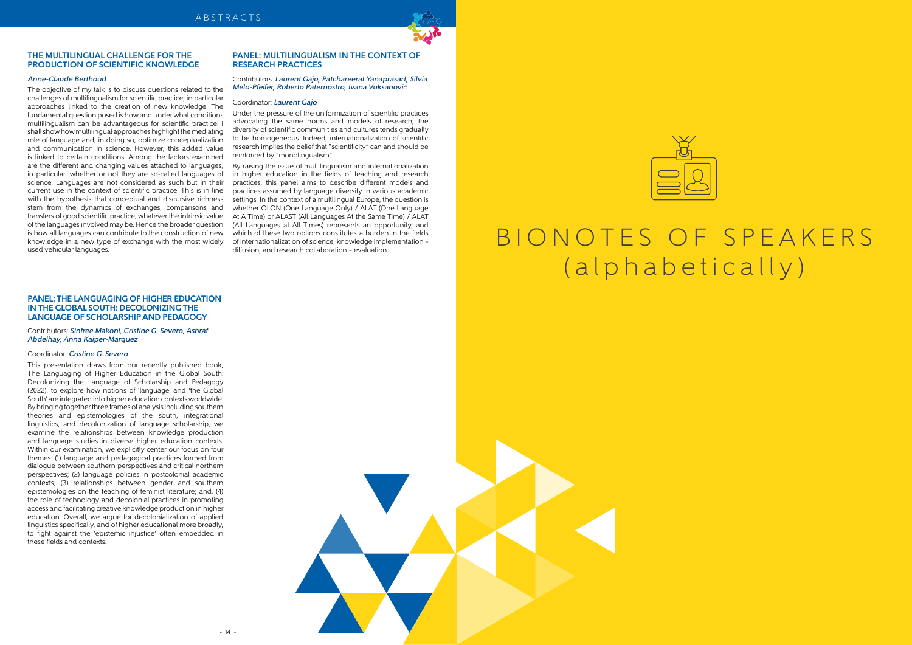### THE MULTILINGUAL CHALLENGE FOR THE PRODUCTION OF SCIENTIFIC KNOWLEDGE

*Anne-Claude Berthoud*

The objective of my talk is to discuss questions related to the challenges of multilingualism for scientific practice, in particular approaches linked to the creation of new knowledge. The fundamental question posed is how and under what conditions multilingualism can be advantageous for scientific practice. I shall show how multilingual approaches highlight the mediating role of language and, in doing so, optimize conceptualization and communication in science. However, this added value is linked to certain conditions. Among the factors examined are the different and changing values attached to languages, in particular, whether or not they are so-called languages of science. Languages are not considered as such but in their current use in the context of scientific practice. This is in line with the hypothesis that conceptual and discursive richness stem from the dynamics of exchanges, comparisons and transfers of good scientific practice, whatever the intrinsic value of the languages involved may be. Hence the broader question is how all languages can contribute to the construction of new knowledge in a new type of exchange with the most widely used vehicular languages.

### PANEL: THE LANGUAGING OF HIGHER EDUCATION IN THE GLOBAL SOUTH: DECOLONIZING THE LANGUAGE OF SCHOLARSHIP AND PEDAGOGY

Contributors: *Sinfree Makoni, Cristine G. Severo, Ashraf Abdelhay, Anna Kaiper-Marquez*

Coordinator: *Cristine G. Severo*

This presentation draws from our recently published book, The Languaging of Higher Education in the Global South: Decolonizing the Language of Scholarship and Pedagogy (2022), to explore how notions of 'language' and 'the Global South' are integrated into higher education contexts worldwide. By bringing together three frames of analysis including southern theories and epistemologies of the south, integrational linguistics, and decolonization of language scholarship, we examine the relationships between knowledge production and language studies in diverse higher education contexts. Within our examination, we explicitly center our focus on four themes: (1) language and pedagogical practices formed from dialogue between southern perspectives and critical northern perspectives; (2) language policies in postcolonial academic contexts; (3) relationships between gender and southern epistemologies on the teaching of feminist literature; and, (4) the role of technology and decolonial practices in promoting access and facilitating creative knowledge production in higher education. Overall, we argue for decolonialization of applied linguistics specifically, and of higher educational more broadly, to fight against the 'epistemic injustice' often embedded in these fields and contexts.

### PANEL: MULTILINGUALISM IN THE CONTEXT OF RESEARCH PRACTICES

Contributors: *Laurent Gajo, Patchareerat Yanaprasart, Sílvia Melo-Pfeifer, Roberto Paternostro, Ivana Vuksanović*

Coordinator: *Laurent Gajo*

Under the pressure of the uniformization of scientific practices advocating the same norms and models of research, the diversity of scientific communities and cultures tends gradually to be homogeneous. Indeed, internationalization of scientific research implies the belief that "scientificity" can and should be reinforced by "monolingualism".

By raising the issue of multilingualism and internationalization in higher education in the fields of teaching and research practices, this panel aims to describe different models and practices assumed by language diversity in various academic settings. In the context of a multilingual Europe, the question is whether OLON (One Language Only) / ALAT (One Language At A Time) or ALAST (All Languages At the Same Time) / ALAT (All Languages at All Times) represents an opportunity, and which of these two options constitutes a burden in the fields of internationalization of science, knowledge implementation – diffusion, and research collaboration – evaluation.

# BIONOTES OF SPEAKERS (alphabetically)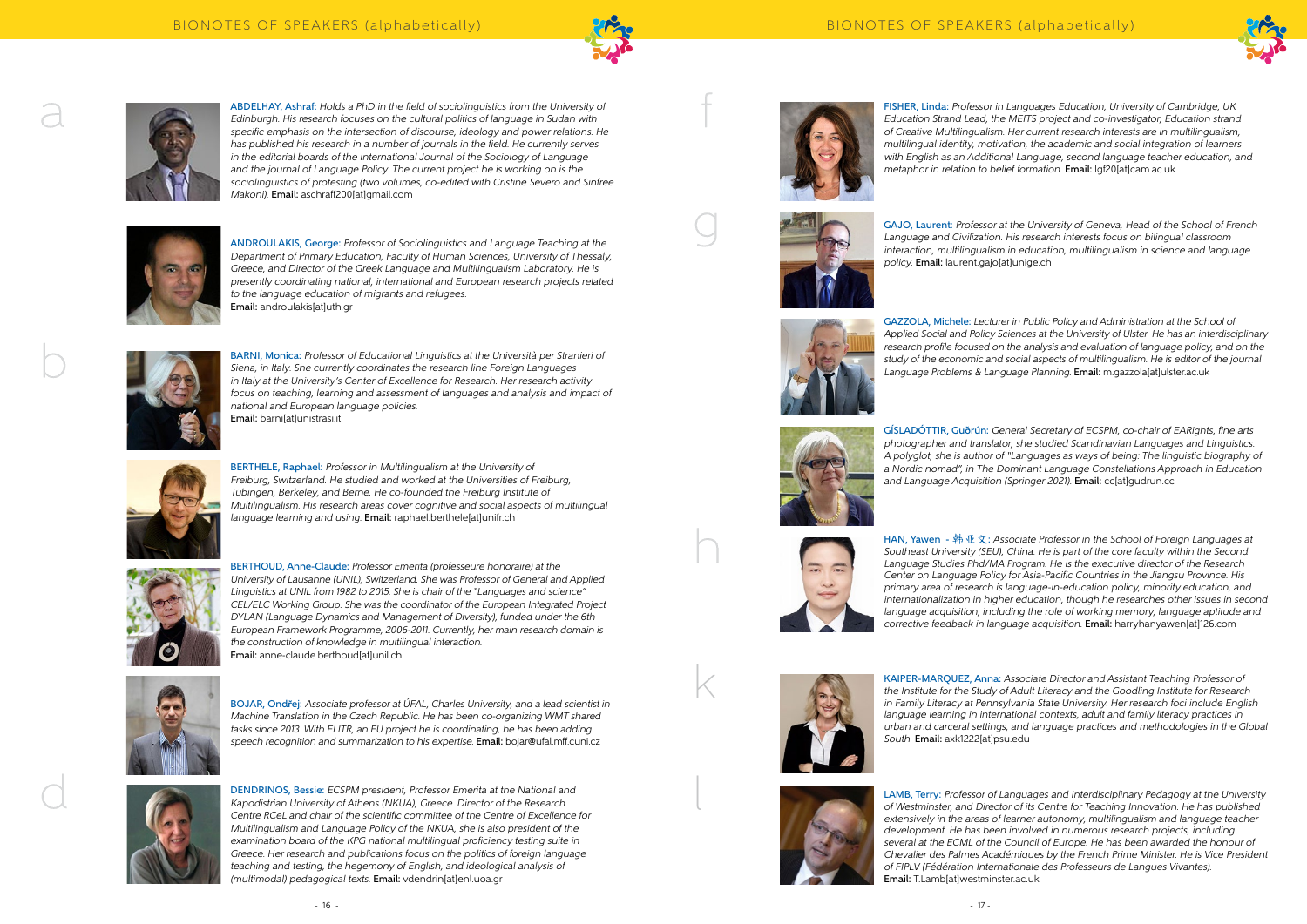# BIONOTES OF SPEAKERS (alphabetically)

## a

**ABDELHAY, Ashraf:** *Holds a PhD in the field of sociolinguistics from the University of Edinburgh. His research focuses on the cultural politics of language in Sudan with specific emphasis on the intersection of discourse, ideology and power relations. He has published his research in a number of journals in the field. He currently serves in the editorial boards of the International Journal of the Sociology of Language and the journal of Language Policy. The current project he is working on is the sociolinguistics of protesting (two volumes, co-edited with Cristine Severo and Sinfree Makoni).* **Email:** aschraff200[at]gmail.com

**ANDROULAKIS, George:** *Professor of Sociolinguistics and Language Teaching at the Department of Primary Education, Faculty of Human Sciences, University of Thessaly, Greece, and Director of the Greek Language and Multilingualism Laboratory. He is presently coordinating national, international and European research projects related to the language education of migrants and refugees.*
**Email:** androulakis[at]uth.gr

## b

**BARNI, Monica:** *Professor of Educational Linguistics at the Università per Stranieri of Siena, in Italy. She currently coordinates the research line Foreign Languages in Italy at the University's Center of Excellence for Research. Her research activity focus on teaching, learning and assessment of languages and analysis and impact of national and European language policies.*
**Email:** barni[at]unistrasi.it

**BERTHELE, Raphael:** *Professor in Multilingualism at the University of Freiburg, Switzerland. He studied and worked at the Universities of Freiburg, Tübingen, Berkeley, and Berne. He co-founded the Freiburg Institute of Multilingualism. His research areas cover cognitive and social aspects of multilingual language learning and using.* **Email:** raphael.berthele[at]unifr.ch

**BERTHOUD, Anne-Claude:** *Professor Emerita (professeure honoraire) at the University of Lausanne (UNIL), Switzerland. She was Professor of General and Applied Linguistics at UNIL from 1982 to 2015. She is chair of the "Languages and science" CEL/ELC Working Group. She was the coordinator of the European Integrated Project DYLAN (Language Dynamics and Management of Diversity), funded under the 6th European Framework Programme, 2006-2011. Currently, her main research domain is the construction of knowledge in multilingual interaction.*
**Email:** anne-claude.berthoud[at]unil.ch

**BOJAR, Ondřej:** *Associate professor at ÚFAL, Charles University, and a lead scientist in Machine Translation in the Czech Republic. He has been co-organizing WMT shared tasks since 2013. With ELITR, an EU project he is coordinating, he has been adding speech recognition and summarization to his expertise.* **Email:** bojar@ufal.mff.cuni.cz

## d

**DENDRINOS, Bessie:** *ECSPM president, Professor Emerita at the National and Kapodistrian University of Athens (NKUA), Greece. Director of the Research Centre RCeL and chair of the scientific committee of the Centre of Excellence for Multilingualism and Language Policy of the NKUA, she is also president of the examination board of the KPG national multilingual proficiency testing suite in Greece. Her research and publications focus on the politics of foreign language teaching and testing, the hegemony of English, and ideological analysis of (multimodal) pedagogical texts.* **Email:** vdendrin[at]enl.uoa.gr

## f

**FISHER, Linda:** *Professor in Languages Education, University of Cambridge, UK Education Strand Lead, the MEITS project and co-investigator, Education strand of Creative Multilingualism. Her current research interests are in multilingualism, multilingual identity, motivation, the academic and social integration of learners with English as an Additional Language, second language teacher education, and metaphor in relation to belief formation.* **Email:** lgf20[at]cam.ac.uk

## g

**GAJO, Laurent:** *Professor at the University of Geneva, Head of the School of French Language and Civilization. His research interests focus on bilingual classroom interaction, multilingualism in education, multilingualism in science and language policy.* **Email:** laurent.gajo[at]unige.ch

**GAZZOLA, Michele:** *Lecturer in Public Policy and Administration at the School of Applied Social and Policy Sciences at the University of Ulster. He has an interdisciplinary research profile focused on the analysis and evaluation of language policy, and on the study of the economic and social aspects of multilingualism. He is editor of the journal Language Problems & Language Planning.* **Email:** m.gazzola[at]ulster.ac.uk

**GÍSLADÓTTIR, Guðrún:** *General Secretary of ECSPM, co-chair of EARights, fine arts photographer and translator, she studied Scandinavian Languages and Linguistics. A polyglot, she is author of "Languages as ways of being: The linguistic biography of a Nordic nomad", in The Dominant Language Constellations Approach in Education and Language Acquisition (Springer 2021).* **Email:** cc[at]gudrun.cc

## h

**HAN, Yawen - 韩亚文:** *Associate Professor in the School of Foreign Languages at Southeast University (SEU), China. He is part of the core faculty within the Second Language Studies PhD/MA Program. He is the executive director of the Research Center on Language Policy for Asia-Pacific Countries in the Jiangsu Province. His primary area of research is language-in-education policy, minority education, and internationalization in higher education, though he researches other issues in second language acquisition, including the role of working memory, language aptitude and corrective feedback in language acquisition.* **Email:** harryhanyawen[at]126.com

## k

**KAIPER-MARQUEZ, Anna:** *Associate Director and Assistant Teaching Professor of the Institute for the Study of Adult Literacy and the Goodling Institute for Research in Family Literacy at Pennsylvania State University. Her research foci include English language learning in international contexts, adult and family literacy practices in urban and carceral settings, and language practices and methodologies in the Global South.* **Email:** axk1222[at]psu.edu

## l

**LAMB, Terry:** *Professor of Languages and Interdisciplinary Pedagogy at the University of Westminster, and Director of its Centre for Teaching Innovation. He has published extensively in the areas of learner autonomy, multilingualism and language teacher development. He has been involved in numerous research projects, including several at the ECML of the Council of Europe. He has been awarded the honour of Chevalier des Palmes Académiques by the French Prime Minister. He is Vice President of FIPLV (Fédération Internationale des Professeurs de Langues Vivantes).*
**Email:** T.Lamb[at]westminster.ac.uk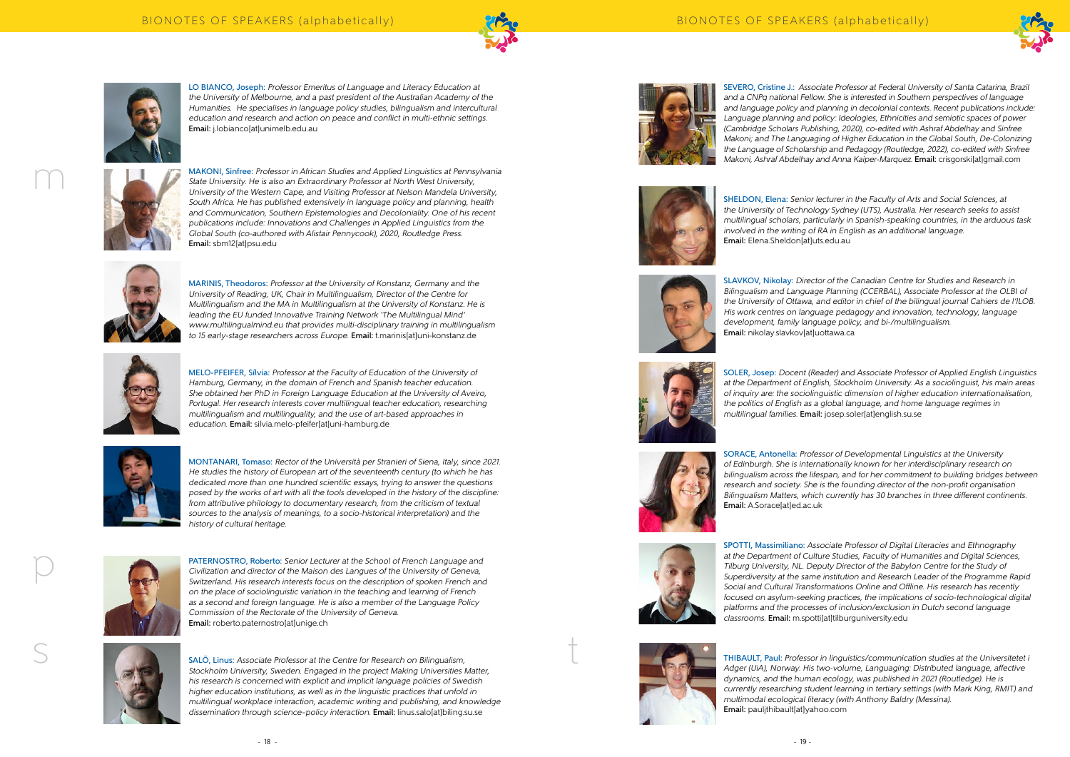# BIONOTES OF SPEAKERS (alphabetically)

**LO BIANCO, Joseph:** *Professor Emeritus of Language and Literacy Education at the University of Melbourne, and a past president of the Australian Academy of the Humanities. He specialises in language policy studies, bilingualism and intercultural education and research and action on peace and conflict in multi-ethnic settings.* **Email:** j.lobianco[at]unimelb.edu.au

m

**MAKONI, Sinfree:** *Professor in African Studies and Applied Linguistics at Pennsylvania State University. He is also an Extraordinary Professor at North West University, University of the Western Cape, and Visiting Professor at Nelson Mandela University, South Africa. He has published extensively in language policy and planning, health and Communication, Southern Epistemologies and Decoloniality. One of his recent publications include: Innovations and Challenges in Applied Linguistics from the Global South (co-authored with Alistair Pennycook), 2020, Routledge Press.* **Email:** sbm12[at]psu.edu

**MARINIS, Theodoros:** *Professor at the University of Konstanz, Germany and the University of Reading, UK, Chair in Multilingualism, Director of the Centre for Multilingualism and the MA in Multilingualism at the University of Konstanz. He is leading the EU funded Innovative Training Network 'The Multilingual Mind' www.multilingualmind.eu that provides multi-disciplinary training in multilingualism to 15 early-stage researchers across Europe.* **Email:** t.marinis[at]uni-konstanz.de

**MELO-PFEIFER, Sílvia:** *Professor at the Faculty of Education of the University of Hamburg, Germany, in the domain of French and Spanish teacher education. She obtained her PhD in Foreign Language Education at the University of Aveiro, Portugal. Her research interests cover multilingual teacher education, researching multilingualism and multilinguality, and the use of art-based approaches in education.* **Email:** silvia.melo-pfeifer[at]uni-hamburg.de

**MONTANARI, Tomaso:** *Rector of the Università per Stranieri di Siena, Italy, since 2021. He studies the history of European art of the seventeenth century (to which he has dedicated more than one hundred scientific essays, trying to answer the questions posed by the works of art with all the tools developed in the history of the discipline: from attributive philology to documentary research, from the criticism of textual sources to the analysis of meanings, to a socio-historical interpretation) and the history of cultural heritage.*

p

**PATERNOSTRO, Roberto:** *Senior Lecturer at the School of French Language and Civilization and director of the Maison des Langues of the University of Geneva, Switzerland. His research interests focus on the description of spoken French and on the place of sociolinguistic variation in the teaching and learning of French as a second and foreign language. He is also a member of the Language Policy Commission of the Rectorate of the University of Geneva.* **Email:** roberto.paternostro[at]unige.ch

s

**SALÖ, Linus:** *Associate Professor at the Centre for Research on Bilingualism, Stockholm University, Sweden. Engaged in the project Making Universities Matter, his research is concerned with explicit and implicit language policies of Swedish higher education institutions, as well as in the linguistic practices that unfold in multilingual workplace interaction, academic writing and publishing, and knowledge dissemination through science-policy interaction.* **Email:** linus.salo[at]biling.su.se

**SEVERO, Cristine J.:** *Associate Professor at Federal University of Santa Catarina, Brazil and a CNPq national Fellow. She is interested in Southern perspectives of language and language policy and planning in decolonial contexts. Recent publications include: Language planning and policy: Ideologies, Ethnicities and semiotic spaces of power (Cambridge Scholars Publishing, 2020), co-edited with Ashraf Abdelhay and Sinfree Makoni; and The Languaging of Higher Education in the Global South, De-Colonizing the Language of Scholarship and Pedagogy (Routledge, 2022), co-edited with Sinfree Makoni, Ashraf Abdelhay and Anna Kaiper-Marquez.* **Email:** crisgorski[at]gmail.com

**SHELDON, Elena:** *Senior lecturer in the Faculty of Arts and Social Sciences, at the University of Technology Sydney (UTS), Australia. Her research seeks to assist multilingual scholars, particularly in Spanish-speaking countries, in the arduous task involved in the writing of RA in English as an additional language.* **Email:** Elena.Sheldon[at]uts.edu.au

**SLAVKOV, Nikolay:** *Director of the Canadian Centre for Studies and Research in Bilingualism and Language Planning (CCERBAL), Associate Professor at the OLBI of the University of Ottawa, and editor in chief of the bilingual journal Cahiers de l'ILOB. His work centres on language pedagogy and innovation, technology, language development, family language policy, and bi-/multilingualism.* **Email:** nikolay.slavkov[at]uottawa.ca

**SOLER, Josep:** *Docent (Reader) and Associate Professor of Applied English Linguistics at the Department of English, Stockholm University. As a sociolinguist, his main areas of inquiry are: the sociolinguistic dimension of higher education internationalisation, the politics of English as a global language, and home language regimes in multilingual families.* **Email:** josep.soler[at]english.su.se

**SORACE, Antonella:** *Professor of Developmental Linguistics at the University of Edinburgh. She is internationally known for her interdisciplinary research on bilingualism across the lifespan, and for her commitment to building bridges between research and society. She is the founding director of the non-profit organisation Bilingualism Matters, which currently has 30 branches in three different continents.* **Email:** A.Sorace[at]ed.ac.uk

**SPOTTI, Massimiliano:** *Associate Professor of Digital Literacies and Ethnography at the Department of Culture Studies, Faculty of Humanities and Digital Sciences, Tilburg University, NL. Deputy Director of the Babylon Centre for the Study of Superdiversity at the same institution and Research Leader of the Programme Rapid Social and Cultural Transformations Online and Offline. His research has recently focused on asylum-seeking practices, the implications of socio-technological digital platforms and the processes of inclusion/exclusion in Dutch second language classrooms.* **Email:** m.spotti[at]tilburguniversity.edu

t

**THIBAULT, Paul:** *Professor in linguistics/communication studies at the Universitetet i Adger (UiA), Norway. His two-volume, Languaging: Distributed language, affective dynamics, and the human ecology, was published in 2021 (Routledge). He is currently researching student learning in tertiary settings (with Mark King, RMIT) and multimodal ecological literacy (with Anthony Baldry (Messina).* **Email:** pauljthibault[at]yahoo.com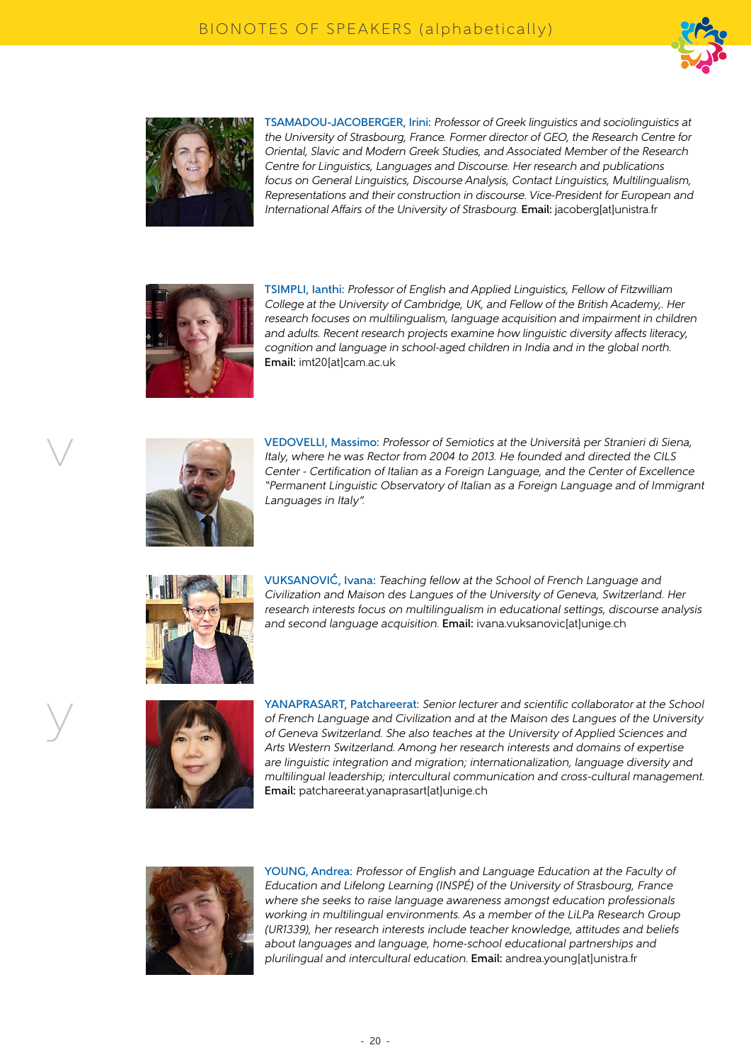**TSAMADOU-JACOBERGER, Irini:** *Professor of Greek linguistics and sociolinguistics at the University of Strasbourg, France. Former director of GEO, the Research Centre for Oriental, Slavic and Modern Greek Studies, and Associated Member of the Research Centre for Linguistics, Languages and Discourse. Her research and publications focus on General Linguistics, Discourse Analysis, Contact Linguistics, Multilingualism, Representations and their construction in discourse. Vice-President for European and International Affairs of the University of Strasbourg.* **Email:** jacoberg[at]unistra.fr

**TSIMPLI, Ianthi:** *Professor of English and Applied Linguistics, Fellow of Fitzwilliam College at the University of Cambridge, UK, and Fellow of the British Academy,. Her research focuses on multilingualism, language acquisition and impairment in children and adults. Recent research projects examine how linguistic diversity affects literacy, cognition and language in school-aged children in India and in the global north.* **Email:** imt20[at]cam.ac.uk

## V

**VEDOVELLI, Massimo:** *Professor of Semiotics at the Università per Stranieri di Siena, Italy, where he was Rector from 2004 to 2013. He founded and directed the CILS Center - Certification of Italian as a Foreign Language, and the Center of Excellence "Permanent Linguistic Observatory of Italian as a Foreign Language and of Immigrant Languages in Italy".*

**VUKSANOVIĆ, Ivana:** *Teaching fellow at the School of French Language and Civilization and Maison des Langues of the University of Geneva, Switzerland. Her research interests focus on multilingualism in educational settings, discourse analysis and second language acquisition.* **Email:** ivana.vuksanovic[at]unige.ch

## y

**YANAPRASART, Patchareerat:** *Senior lecturer and scientific collaborator at the School of French Language and Civilization and at the Maison des Langues of the University of Geneva Switzerland. She also teaches at the University of Applied Sciences and Arts Western Switzerland. Among her research interests and domains of expertise are linguistic integration and migration; internationalization, language diversity and multilingual leadership; intercultural communication and cross-cultural management.* **Email:** patchareerat.yanaprasart[at]unige.ch

**YOUNG, Andrea:** *Professor of English and Language Education at the Faculty of Education and Lifelong Learning (INSPÉ) of the University of Strasbourg, France where she seeks to raise language awareness amongst education professionals working in multilingual environments. As a member of the LiLPa Research Group (UR1339), her research interests include teacher knowledge, attitudes and beliefs about languages and language, home-school educational partnerships and plurilingual and intercultural education.* **Email:** andrea.young[at]unistra.fr